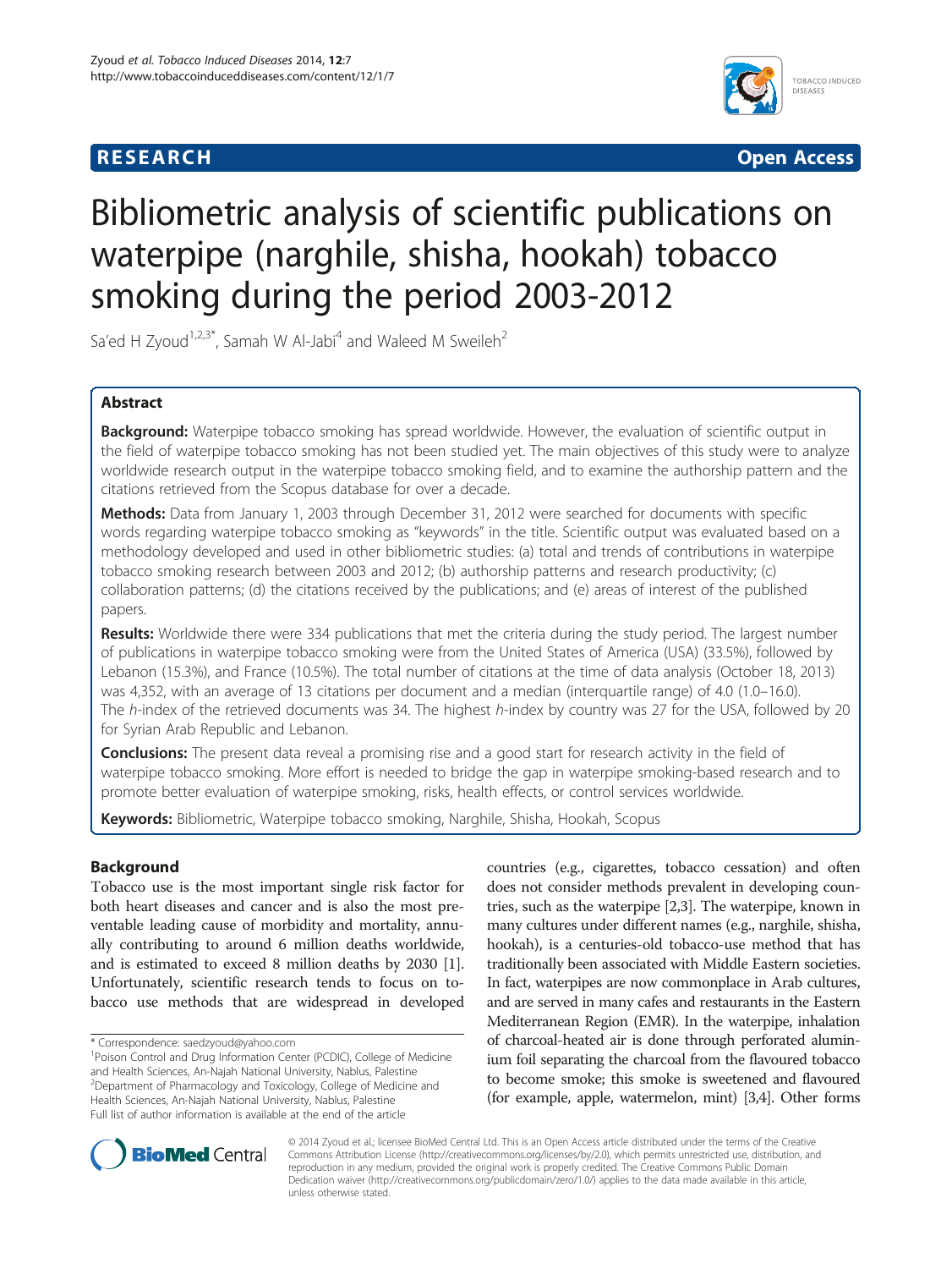**RESEARCH** **Open Access**

# Bibliometric analysis of scientific publications on waterpipe (narghile, shisha, hookah) tobacco smoking during the period 2003-2012

Sa'ed H Zyoud[1,2,3*], Samah W Al-Jabi[4] and Waleed M Sweileh[2]

## Abstract

**Background:** Waterpipe tobacco smoking has spread worldwide. However, the evaluation of scientific output in the field of waterpipe tobacco smoking has not been studied yet. The main objectives of this study were to analyze worldwide research output in the waterpipe tobacco smoking field, and to examine the authorship pattern and the citations retrieved from the Scopus database for over a decade.

**Methods:** Data from January 1, 2003 through December 31, 2012 were searched for documents with specific words regarding waterpipe tobacco smoking as "keywords" in the title. Scientific output was evaluated based on a methodology developed and used in other bibliometric studies: (a) total and trends of contributions in waterpipe tobacco smoking research between 2003 and 2012; (b) authorship patterns and research productivity; (c) collaboration patterns; (d) the citations received by the publications; and (e) areas of interest of the published papers.

**Results:** Worldwide there were 334 publications that met the criteria during the study period. The largest number of publications in waterpipe tobacco smoking were from the United States of America (USA) (33.5%), followed by Lebanon (15.3%), and France (10.5%). The total number of citations at the time of data analysis (October 18, 2013) was 4,352, with an average of 13 citations per document and a median (interquartile range) of 4.0 (1.0–16.0). The *h*-index of the retrieved documents was 34. The highest *h*-index by country was 27 for the USA, followed by 20 for Syrian Arab Republic and Lebanon.

**Conclusions:** The present data reveal a promising rise and a good start for research activity in the field of waterpipe tobacco smoking. More effort is needed to bridge the gap in waterpipe smoking-based research and to promote better evaluation of waterpipe smoking, risks, health effects, or control services worldwide.

**Keywords:** Bibliometric, Waterpipe tobacco smoking, Narghile, Shisha, Hookah, Scopus

## Background

Tobacco use is the most important single risk factor for both heart diseases and cancer and is also the most preventable leading cause of morbidity and mortality, annually contributing to around 6 million deaths worldwide, and is estimated to exceed 8 million deaths by 2030 [1]. Unfortunately, scientific research tends to focus on tobacco use methods that are widespread in developed countries (e.g., cigarettes, tobacco cessation) and often does not consider methods prevalent in developing countries, such as the waterpipe [2,3]. The waterpipe, known in many cultures under different names (e.g., narghile, shisha, hookah), is a centuries-old tobacco-use method that has traditionally been associated with Middle Eastern societies. In fact, waterpipes are now commonplace in Arab cultures, and are served in many cafes and restaurants in the Eastern Mediterranean Region (EMR). In the waterpipe, inhalation of charcoal-heated air is done through perforated aluminium foil separating the charcoal from the flavoured tobacco to become smoke; this smoke is sweetened and flavoured (for example, apple, watermelon, mint) [3,4]. Other forms

\* Correspondence: saedzyoud@yahoo.com
[1]Poison Control and Drug Information Center (PCDIC), College of Medicine and Health Sciences, An-Najah National University, Nablus, Palestine
[2]Department of Pharmacology and Toxicology, College of Medicine and Health Sciences, An-Najah National University, Nablus, Palestine
Full list of author information is available at the end of the article

© 2014 Zyoud et al.; licensee BioMed Central Ltd. This is an Open Access article distributed under the terms of the Creative Commons Attribution License (http://creativecommons.org/licenses/by/2.0), which permits unrestricted use, distribution, and reproduction in any medium, provided the original work is properly credited. The Creative Commons Public Domain Dedication waiver (http://creativecommons.org/publicdomain/zero/1.0/) applies to the data made available in this article, unless otherwise stated.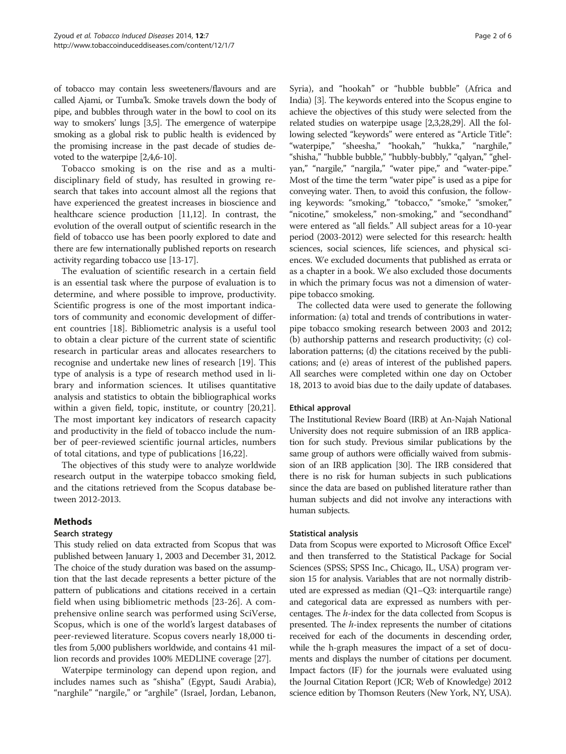of tobacco may contain less sweeteners/flavours and are called Ajami, or Tumba'k. Smoke travels down the body of pipe, and bubbles through water in the bowl to cool on its way to smokers' lungs [3,5]. The emergence of waterpipe smoking as a global risk to public health is evidenced by the promising increase in the past decade of studies devoted to the waterpipe [2,4,6-10].

Tobacco smoking is on the rise and as a multidisciplinary field of study, has resulted in growing research that takes into account almost all the regions that have experienced the greatest increases in bioscience and healthcare science production [11,12]. In contrast, the evolution of the overall output of scientific research in the field of tobacco use has been poorly explored to date and there are few internationally published reports on research activity regarding tobacco use [13-17].

The evaluation of scientific research in a certain field is an essential task where the purpose of evaluation is to determine, and where possible to improve, productivity. Scientific progress is one of the most important indicators of community and economic development of different countries [18]. Bibliometric analysis is a useful tool to obtain a clear picture of the current state of scientific research in particular areas and allocates researchers to recognise and undertake new lines of research [19]. This type of analysis is a type of research method used in library and information sciences. It utilises quantitative analysis and statistics to obtain the bibliographical works within a given field, topic, institute, or country [20,21]. The most important key indicators of research capacity and productivity in the field of tobacco include the number of peer-reviewed scientific journal articles, numbers of total citations, and type of publications [16,22].

The objectives of this study were to analyze worldwide research output in the waterpipe tobacco smoking field, and the citations retrieved from the Scopus database between 2012-2013.

## Methods

### Search strategy

This study relied on data extracted from Scopus that was published between January 1, 2003 and December 31, 2012. The choice of the study duration was based on the assumption that the last decade represents a better picture of the pattern of publications and citations received in a certain field when using bibliometric methods [23-26]. A comprehensive online search was performed using SciVerse, Scopus, which is one of the world's largest databases of peer-reviewed literature. Scopus covers nearly 18,000 titles from 5,000 publishers worldwide, and contains 41 million records and provides 100% MEDLINE coverage [27].

Waterpipe terminology can depend upon region, and includes names such as "shisha" (Egypt, Saudi Arabia), "narghile" "nargile," or "arghile" (Israel, Jordan, Lebanon, Syria), and "hookah" or "hubble bubble" (Africa and India) [3]. The keywords entered into the Scopus engine to achieve the objectives of this study were selected from the related studies on waterpipe usage [2,3,28,29]. All the following selected "keywords" were entered as "Article Title": "waterpipe," "sheesha," "hookah," "hukka," "narghile," "shisha," "hubble bubble," "hubbly-bubbly," "qalyan," "ghelyan," "nargile," "nargila," "water pipe," and "water-pipe." Most of the time the term "water pipe" is used as a pipe for conveying water. Then, to avoid this confusion, the following keywords: "smoking," "tobacco," "smoke," "smoker," "nicotine," smokeless," non-smoking," and "secondhand" were entered as "all fields." All subject areas for a 10-year period (2003-2012) were selected for this research: health sciences, social sciences, life sciences, and physical sciences. We excluded documents that published as errata or as a chapter in a book. We also excluded those documents in which the primary focus was not a dimension of waterpipe tobacco smoking.

The collected data were used to generate the following information: (a) total and trends of contributions in waterpipe tobacco smoking research between 2003 and 2012; (b) authorship patterns and research productivity; (c) collaboration patterns; (d) the citations received by the publications; and (e) areas of interest of the published papers. All searches were completed within one day on October 18, 2013 to avoid bias due to the daily update of databases.

### Ethical approval

The Institutional Review Board (IRB) at An-Najah National University does not require submission of an IRB application for such study. Previous similar publications by the same group of authors were officially waived from submission of an IRB application [30]. The IRB considered that there is no risk for human subjects in such publications since the data are based on published literature rather than human subjects and did not involve any interactions with human subjects.

### Statistical analysis

Data from Scopus were exported to Microsoft Office Excel® and then transferred to the Statistical Package for Social Sciences (SPSS; SPSS Inc., Chicago, IL, USA) program version 15 for analysis. Variables that are not normally distributed are expressed as median (Q1–Q3: interquartile range) and categorical data are expressed as numbers with percentages. The *h*-index for the data collected from Scopus is presented. The *h*-index represents the number of citations received for each of the documents in descending order, while the h-graph measures the impact of a set of documents and displays the number of citations per document. Impact factors (IF) for the journals were evaluated using the Journal Citation Report (JCR; Web of Knowledge) 2012 science edition by Thomson Reuters (New York, NY, USA).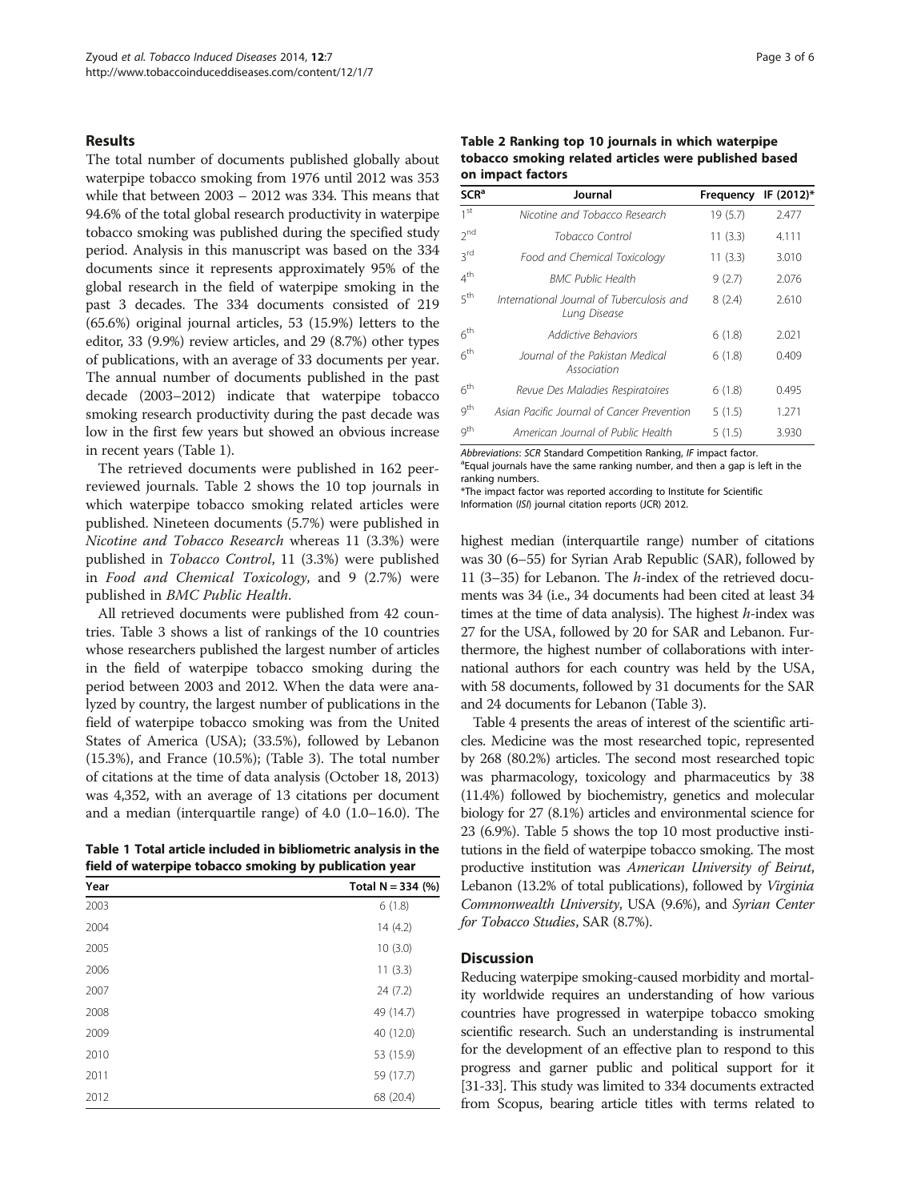## Results

The total number of documents published globally about waterpipe tobacco smoking from 1976 until 2012 was 353 while that between 2003 – 2012 was 334. This means that 94.6% of the total global research productivity in waterpipe tobacco smoking was published during the specified study period. Analysis in this manuscript was based on the 334 documents since it represents approximately 95% of the global research in the field of waterpipe smoking in the past 3 decades. The 334 documents consisted of 219 (65.6%) original journal articles, 53 (15.9%) letters to the editor, 33 (9.9%) review articles, and 29 (8.7%) other types of publications, with an average of 33 documents per year. The annual number of documents published in the past decade (2003–2012) indicate that waterpipe tobacco smoking research productivity during the past decade was low in the first few years but showed an obvious increase in recent years (Table 1).

The retrieved documents were published in 162 peer-reviewed journals. Table 2 shows the 10 top journals in which waterpipe tobacco smoking related articles were published. Nineteen documents (5.7%) were published in *Nicotine and Tobacco Research* whereas 11 (3.3%) were published in *Tobacco Control*, 11 (3.3%) were published in *Food and Chemical Toxicology*, and 9 (2.7%) were published in *BMC Public Health*.

All retrieved documents were published from 42 countries. Table 3 shows a list of rankings of the 10 countries whose researchers published the largest number of articles in the field of waterpipe tobacco smoking during the period between 2003 and 2012. When the data were analyzed by country, the largest number of publications in the field of waterpipe tobacco smoking was from the United States of America (USA); (33.5%), followed by Lebanon (15.3%), and France (10.5%); (Table 3). The total number of citations at the time of data analysis (October 18, 2013) was 4,352, with an average of 13 citations per document and a median (interquartile range) of 4.0 (1.0–16.0). The highest median (interquartile range) number of citations was 30 (6–55) for Syrian Arab Republic (SAR), followed by 11 (3–35) for Lebanon. The *h*-index of the retrieved documents was 34 (i.e., 34 documents had been cited at least 34 times at the time of data analysis). The highest *h*-index was 27 for the USA, followed by 20 for SAR and Lebanon. Furthermore, the highest number of collaborations with international authors for each country was held by the USA, with 58 documents, followed by 31 documents for the SAR and 24 documents for Lebanon (Table 3).

Table 4 presents the areas of interest of the scientific articles. Medicine was the most researched topic, represented by 268 (80.2%) articles. The second most researched topic was pharmacology, toxicology and pharmaceutics by 38 (11.4%) followed by biochemistry, genetics and molecular biology for 27 (8.1%) articles and environmental science for 23 (6.9%). Table 5 shows the top 10 most productive institutions in the field of waterpipe tobacco smoking. The most productive institution was *American University of Beirut*, Lebanon (13.2% of total publications), followed by *Virginia Commonwealth University*, USA (9.6%), and *Syrian Center for Tobacco Studies*, SAR (8.7%).

**Table 1 Total article included in bibliometric analysis in the field of waterpipe tobacco smoking by publication year**

| Year | Total N = 334 (%) |
|---|---|
| 2003 | 6 (1.8) |
| 2004 | 14 (4.2) |
| 2005 | 10 (3.0) |
| 2006 | 11 (3.3) |
| 2007 | 24 (7.2) |
| 2008 | 49 (14.7) |
| 2009 | 40 (12.0) |
| 2010 | 53 (15.9) |
| 2011 | 59 (17.7) |
| 2012 | 68 (20.4) |

**Table 2 Ranking top 10 journals in which waterpipe tobacco smoking related articles were published based on impact factors**

| SCR[a] | Journal | Frequency | IF (2012)* |
|---|---|---|---|
| 1st | *Nicotine and Tobacco Research* | 19 (5.7) | 2.477 |
| 2nd | *Tobacco Control* | 11 (3.3) | 4.111 |
| 3rd | *Food and Chemical Toxicology* | 11 (3.3) | 3.010 |
| 4th | *BMC Public Health* | 9 (2.7) | 2.076 |
| 5th | *International Journal of Tuberculosis and Lung Disease* | 8 (2.4) | 2.610 |
| 6th | *Addictive Behaviors* | 6 (1.8) | 2.021 |
| 6th | *Journal of the Pakistan Medical Association* | 6 (1.8) | 0.409 |
| 6th | *Revue Des Maladies Respiratoires* | 6 (1.8) | 0.495 |
| 9th | *Asian Pacific Journal of Cancer Prevention* | 5 (1.5) | 1.271 |
| 9th | *American Journal of Public Health* | 5 (1.5) | 3.930 |

*Abbreviations*: *SCR* Standard Competition Ranking, *IF* impact factor.
[a]Equal journals have the same ranking number, and then a gap is left in the ranking numbers.
*The impact factor was reported according to Institute for Scientific Information (*ISI*) journal citation reports (JCR) 2012.

## Discussion

Reducing waterpipe smoking-caused morbidity and mortality worldwide requires an understanding of how various countries have progressed in waterpipe tobacco smoking scientific research. Such an understanding is instrumental for the development of an effective plan to respond to this progress and garner public and political support for it [31-33]. This study was limited to 334 documents extracted from Scopus, bearing article titles with terms related to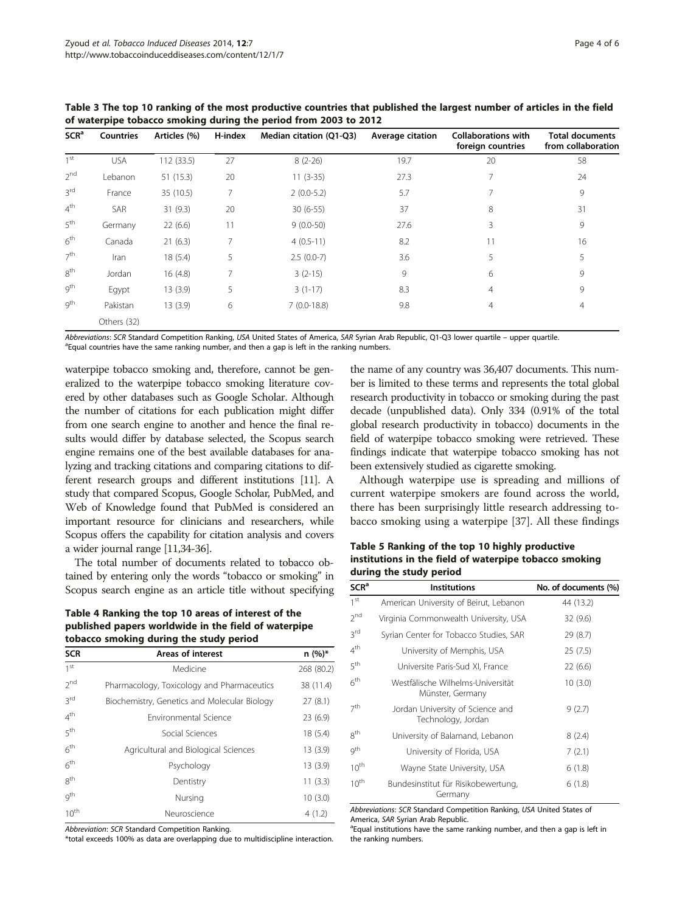**Table 3 The top 10 ranking of the most productive countries that published the largest number of articles in the field of waterpipe tobacco smoking during the period from 2003 to 2012**

| SCR[a] | Countries | Articles (%) | H-index | Median citation (Q1-Q3) | Average citation | Collaborations with foreign countries | Total documents from collaboration |
|---|---|---|---|---|---|---|---|
| 1st | USA | 112 (33.5) | 27 | 8 (2-26) | 19.7 | 20 | 58 |
| 2nd | Lebanon | 51 (15.3) | 20 | 11 (3-35) | 27.3 | 7 | 24 |
| 3rd | France | 35 (10.5) | 7 | 2 (0.0-5.2) | 5.7 | 7 | 9 |
| 4th | SAR | 31 (9.3) | 20 | 30 (6-55) | 37 | 8 | 31 |
| 5th | Germany | 22 (6.6) | 11 | 9 (0.0-50) | 27.6 | 3 | 9 |
| 6th | Canada | 21 (6.3) | 7 | 4 (0.5-11) | 8.2 | 11 | 16 |
| 7th | Iran | 18 (5.4) | 5 | 2.5 (0.0-7) | 3.6 | 5 | 5 |
| 8th | Jordan | 16 (4.8) | 7 | 3 (2-15) | 9 | 6 | 9 |
| 9th | Egypt | 13 (3.9) | 5 | 3 (1-17) | 8.3 | 4 | 9 |
| 9th | Pakistan | 13 (3.9) | 6 | 7 (0.0-18.8) | 9.8 | 4 | 4 |
| | Others (32) | | | | | | |

*Abbreviations*: *SCR* Standard Competition Ranking, *USA* United States of America, *SAR* Syrian Arab Republic, Q1-Q3 lower quartile – upper quartile.
[a]Equal countries have the same ranking number, and then a gap is left in the ranking numbers.

waterpipe tobacco smoking and, therefore, cannot be generalized to the waterpipe tobacco smoking literature covered by other databases such as Google Scholar. Although the number of citations for each publication might differ from one search engine to another and hence the final results would differ by database selected, the Scopus search engine remains one of the best available databases for analyzing and tracking citations and comparing citations to different research groups and different institutions [11]. A study that compared Scopus, Google Scholar, PubMed, and Web of Knowledge found that PubMed is considered an important resource for clinicians and researchers, while Scopus offers the capability for citation analysis and covers a wider journal range [11,34-36].

The total number of documents related to tobacco obtained by entering only the words "tobacco or smoking" in Scopus search engine as an article title without specifying the name of any country was 36,407 documents. This number is limited to these terms and represents the total global research productivity in tobacco or smoking during the past decade (unpublished data). Only 334 (0.91% of the total global research productivity in tobacco) documents in the field of waterpipe tobacco smoking were retrieved. These findings indicate that waterpipe tobacco smoking has not been extensively studied as cigarette smoking.

Although waterpipe use is spreading and millions of current waterpipe smokers are found across the world, there has been surprisingly little research addressing tobacco smoking using a waterpipe [37]. All these findings

**Table 4 Ranking the top 10 areas of interest of the published papers worldwide in the field of waterpipe tobacco smoking during the study period**

| SCR | Areas of interest | n (%)* |
|---|---|---|
| 1st | Medicine | 268 (80.2) |
| 2nd | Pharmacology, Toxicology and Pharmaceutics | 38 (11.4) |
| 3rd | Biochemistry, Genetics and Molecular Biology | 27 (8.1) |
| 4th | Environmental Science | 23 (6.9) |
| 5th | Social Sciences | 18 (5.4) |
| 6th | Agricultural and Biological Sciences | 13 (3.9) |
| 6th | Psychology | 13 (3.9) |
| 8th | Dentistry | 11 (3.3) |
| 9th | Nursing | 10 (3.0) |
| 10th | Neuroscience | 4 (1.2) |

*Abbreviation*: *SCR* Standard Competition Ranking.
*total exceeds 100% as data are overlapping due to multidiscipline interaction.

**Table 5 Ranking of the top 10 highly productive institutions in the field of waterpipe tobacco smoking during the study period**

| SCR[a] | Institutions | No. of documents (%) |
|---|---|---|
| 1st | American University of Beirut, Lebanon | 44 (13.2) |
| 2nd | Virginia Commonwealth University, USA | 32 (9.6) |
| 3rd | Syrian Center for Tobacco Studies, SAR | 29 (8.7) |
| 4th | University of Memphis, USA | 25 (7.5) |
| 5th | Universite Paris-Sud XI, France | 22 (6.6) |
| 6th | Westfälische Wilhelms-Universität Münster, Germany | 10 (3.0) |
| 7th | Jordan University of Science and Technology, Jordan | 9 (2.7) |
| 8th | University of Balamand, Lebanon | 8 (2.4) |
| 9th | University of Florida, USA | 7 (2.1) |
| 10th | Wayne State University, USA | 6 (1.8) |
| 10th | Bundesinstitut für Risikobewertung, Germany | 6 (1.8) |

*Abbreviations*: *SCR* Standard Competition Ranking, *USA* United States of America, *SAR* Syrian Arab Republic.
[a]Equal institutions have the same ranking number, and then a gap is left in the ranking numbers.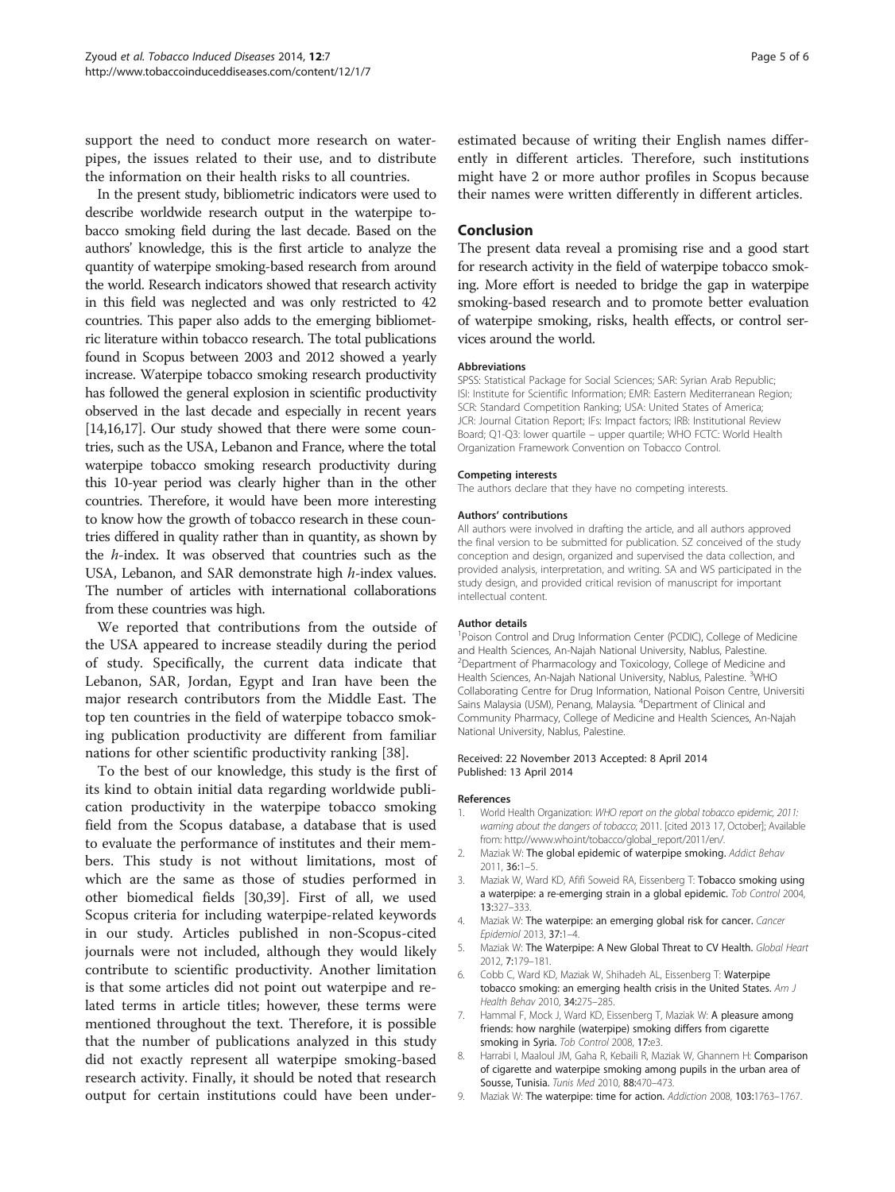support the need to conduct more research on waterpipes, the issues related to their use, and to distribute the information on their health risks to all countries.

In the present study, bibliometric indicators were used to describe worldwide research output in the waterpipe tobacco smoking field during the last decade. Based on the authors' knowledge, this is the first article to analyze the quantity of waterpipe smoking-based research from around the world. Research indicators showed that research activity in this field was neglected and was only restricted to 42 countries. This paper also adds to the emerging bibliometric literature within tobacco research. The total publications found in Scopus between 2003 and 2012 showed a yearly increase. Waterpipe tobacco smoking research productivity has followed the general explosion in scientific productivity observed in the last decade and especially in recent years [14,16,17]. Our study showed that there were some countries, such as the USA, Lebanon and France, where the total waterpipe tobacco smoking research productivity during this 10-year period was clearly higher than in the other countries. Therefore, it would have been more interesting to know how the growth of tobacco research in these countries differed in quality rather than in quantity, as shown by the *h*-index. It was observed that countries such as the USA, Lebanon, and SAR demonstrate high *h*-index values. The number of articles with international collaborations from these countries was high.

We reported that contributions from the outside of the USA appeared to increase steadily during the period of study. Specifically, the current data indicate that Lebanon, SAR, Jordan, Egypt and Iran have been the major research contributors from the Middle East. The top ten countries in the field of waterpipe tobacco smoking publication productivity are different from familiar nations for other scientific productivity ranking [38].

To the best of our knowledge, this study is the first of its kind to obtain initial data regarding worldwide publication productivity in the waterpipe tobacco smoking field from the Scopus database, a database that is used to evaluate the performance of institutes and their members. This study is not without limitations, most of which are the same as those of studies performed in other biomedical fields [30,39]. First of all, we used Scopus criteria for including waterpipe-related keywords in our study. Articles published in non-Scopus-cited journals were not included, although they would likely contribute to scientific productivity. Another limitation is that some articles did not point out waterpipe and related terms in article titles; however, these terms were mentioned throughout the text. Therefore, it is possible that the number of publications analyzed in this study did not exactly represent all waterpipe smoking-based research activity. Finally, it should be noted that research output for certain institutions could have been underestimated because of writing their English names differently in different articles. Therefore, such institutions might have 2 or more author profiles in Scopus because their names were written differently in different articles.

## Conclusion

The present data reveal a promising rise and a good start for research activity in the field of waterpipe tobacco smoking. More effort is needed to bridge the gap in waterpipe smoking-based research and to promote better evaluation of waterpipe smoking, risks, health effects, or control services around the world.

#### Abbreviations

SPSS: Statistical Package for Social Sciences; SAR: Syrian Arab Republic; ISI: Institute for Scientific Information; EMR: Eastern Mediterranean Region; SCR: Standard Competition Ranking; USA: United States of America; JCR: Journal Citation Report; IFs: Impact factors; IRB: Institutional Review Board; Q1-Q3: lower quartile – upper quartile; WHO FCTC: World Health Organization Framework Convention on Tobacco Control.

#### Competing interests

The authors declare that they have no competing interests.

#### Authors' contributions

All authors were involved in drafting the article, and all authors approved the final version to be submitted for publication. SZ conceived of the study conception and design, organized and supervised the data collection, and provided analysis, interpretation, and writing. SA and WS participated in the study design, and provided critical revision of manuscript for important intellectual content.

#### Author details

[1]Poison Control and Drug Information Center (PCDIC), College of Medicine and Health Sciences, An-Najah National University, Nablus, Palestine. [2]Department of Pharmacology and Toxicology, College of Medicine and Health Sciences, An-Najah National University, Nablus, Palestine. [3]WHO Collaborating Centre for Drug Information, National Poison Centre, Universiti Sains Malaysia (USM), Penang, Malaysia. [4]Department of Clinical and Community Pharmacy, College of Medicine and Health Sciences, An-Najah National University, Nablus, Palestine.

Received: 22 November 2013 Accepted: 8 April 2014
Published: 13 April 2014

#### References

1. World Health Organization: *WHO report on the global tobacco epidemic, 2011: warning about the dangers of tobacco*; 2011. [cited 2013 17, October]; Available from: http://www.who.int/tobacco/global_report/2011/en/.
2. Maziak W: **The global epidemic of waterpipe smoking.** *Addict Behav* 2011, **36:**1–5.
3. Maziak W, Ward KD, Afifi Soweid RA, Eissenberg T: **Tobacco smoking using a waterpipe: a re-emerging strain in a global epidemic.** *Tob Control* 2004, **13:**327–333.
4. Maziak W: **The waterpipe: an emerging global risk for cancer.** *Cancer Epidemiol* 2013, **37:**1–4.
5. Maziak W: **The Waterpipe: A New Global Threat to CV Health.** *Global Heart* 2012, **7:**179–181.
6. Cobb C, Ward KD, Maziak W, Shihadeh AL, Eissenberg T: **Waterpipe tobacco smoking: an emerging health crisis in the United States.** *Am J Health Behav* 2010, **34:**275–285.
7. Hammal F, Mock J, Ward KD, Eissenberg T, Maziak W: **A pleasure among friends: how narghile (waterpipe) smoking differs from cigarette smoking in Syria.** *Tob Control* 2008, **17:**e3.
8. Harrabi I, Maaloul JM, Gaha R, Kebaili R, Maziak W, Ghannem H: **Comparison of cigarette and waterpipe smoking among pupils in the urban area of Sousse, Tunisia.** *Tunis Med* 2010, **88:**470–473.
9. Maziak W: **The waterpipe: time for action.** *Addiction* 2008, **103:**1763–1767.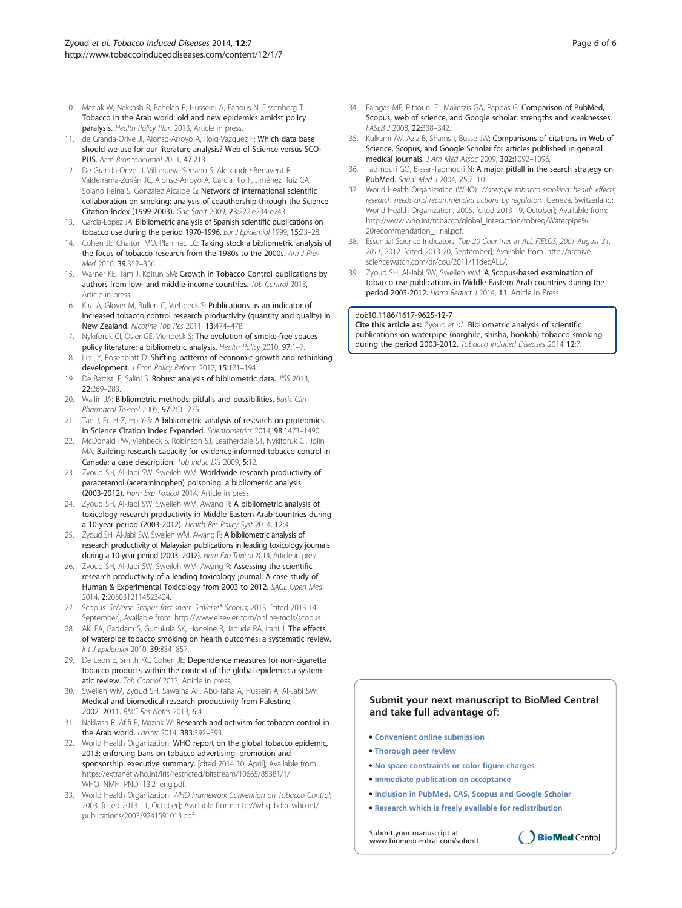10. Maziak W, Nakkash R, Bahelah R, Husseini A, Fanous N, Eissenberg T: **Tobacco in the Arab world: old and new epidemics amidst policy paralysis.** *Health Policy Plan* 2013, Article in press.
11. de Granda-Orive JI, Alonso-Arroyo A, Roig-Vazquez F: **Which data base should we use for our literature analysis? Web of Science versus SCOPUS.** *Arch Bronconeumol* 2011, **47:**213.
12. De Granda-Orive JI, Villanueva-Serrano S, Aleixandre-Benavent R, Valderrama-Zurián JC, Alonso-Arroyo A, García Río F, Jiménez Ruiz CA, Solano Reina S, González Alcaide G: **Network of international scientific collaboration on smoking: analysis of coauthorship through the Science Citation Index (1999-2003).** *Gac Sanit* 2009, **23:**222.e234-e243.
13. Garcia-Lopez JA: **Bibliometric analysis of Spanish scientific publications on tobacco use during the period 1970-1996.** *Eur J Epidemiol* 1999, **15:**23–28.
14. Cohen JE, Chaiton MO, Planinac LC: **Taking stock a bibliometric analysis of the focus of tobacco research from the 1980s to the 2000s.** *Am J Prev Med* 2010, **39:**352–356.
15. Warner KE, Tam J, Koltun SM: **Growth in Tobacco Control publications by authors from low- and middle-income countries.** *Tob Control* 2013, Article in press.
16. Kira A, Glover M, Bullen C, Viehbeck S: **Publications as an indicator of increased tobacco control research productivity (quantity and quality) in New Zealand.** *Nicotine Tob Res* 2011, **13:**474–478.
17. Nykiforuk CI, Osler GE, Viehbeck S: **The evolution of smoke-free spaces policy literature: a bibliometric analysis.** *Health Policy* 2010, **97:**1–7.
18. Lin JY, Rosenblatt D: **Shifting patterns of economic growth and rethinking development.** *J Econ Policy Reform* 2012, **15:**171–194.
19. De Battisti F, Salini S: **Robust analysis of bibliometric data.** *JISS* 2013, **22:**269–283.
20. Wallin JA: **Bibliometric methods: pitfalls and possibilities.** *Basic Clin Pharmacol Toxicol* 2005, **97:**261–275.
21. Tan J, Fu H-Z, Ho Y-S: **A bibliometric analysis of research on proteomics in Science Citation Index Expanded.** *Scientometrics* 2014, **98:**1473–1490.
22. McDonald PW, Viehbeck S, Robinson SJ, Leatherdale ST, Nykiforuk CI, Jolin MA: **Building research capacity for evidence-informed tobacco control in Canada: a case description.** *Tob Induc Dis* 2009, **5:**12.
23. Zyoud SH, Al-Jabi SW, Sweileh WM: **Worldwide research productivity of paracetamol (acetaminophen) poisoning: a bibliometric analysis (2003-2012).** *Hum Exp Toxicol* 2014, Article in press.
24. Zyoud SH, Al-Jabi SW, Sweileh WM, Awang R: **A bibliometric analysis of toxicology research productivity in Middle Eastern Arab countries during a 10-year period (2003-2012).** *Health Res Policy Syst* 2014, **12:**4.
25. Zyoud SH, Al-Jabi SW, Sweileh WM, Awang R: **A bibliometric analysis of research productivity of Malaysian publications in leading toxicology journals during a 10-year period (2003–2012).** *Hum Exp Toxicol* 2014, Article in press.
26. Zyoud SH, Al-Jabi SW, Sweileh WM, Awang R: **Assessing the scientific research productivity of a leading toxicology journal: A case study of Human & Experimental Toxicology from 2003 to 2012.** *SAGE Open Med* 2014, **2:**2050312114523424.
27. Scopus: *SciVerse Scopus fact sheet. SciVerse® Scopus*; 2013. [cited 2013 14, September]; Available from: http://www.elsevier.com/online-tools/scopus.
28. Akl EA, Gaddam S, Gunukula SK, Honeine R, Jaoude PA, Irani J: **The effects of waterpipe tobacco smoking on health outcomes: a systematic review.** *Int J Epidemiol* 2010, **39:**834–857.
29. De Leon E, Smith KC, Cohen JE: **Dependence measures for non-cigarette tobacco products within the context of the global epidemic: a systematic review.** *Tob Control* 2013, Article in press.
30. Sweileh WM, Zyoud SH, Sawalha AF, Abu-Taha A, Hussein A, Al-Jabi SW: **Medical and biomedical research productivity from Palestine, 2002–2011.** *BMC Res Notes* 2013, **6:**41.
31. Nakkash R, Afifi R, Maziak W: **Research and activism for tobacco control in the Arab world.** *Lancet* 2014, **383:**392–393.
32. World Health Organization: **WHO report on the global tobacco epidemic, 2013: enforcing bans on tobacco advertising, promotion and sponsorship: executive summary.** [cited 2014 10, April]; Available from: https://extranet.who.int/iris/restricted/bitstream/10665/85381/1/WHO_NMH_PND_13.2_eng.pdf.
33. World Health Organization: *WHO Framework Convention on Tobacco Control*; 2003. [cited 2013 11, October]; Available from: http://whqlibdoc.who.int/publications/2003/9241591013.pdf.
34. Falagas ME, Pitsouni EI, Malietzis GA, Pappas G: **Comparison of PubMed, Scopus, web of science, and Google scholar: strengths and weaknesses.** *FASEB J* 2008, **22:**338–342.
35. Kulkarni AV, Aziz B, Shams I, Busse JW: **Comparisons of citations in Web of Science, Scopus, and Google Scholar for articles published in general medical journals.** *J Am Med Assoc* 2009, **302:**1092–1096.
36. Tadmouri GO, Bissar-Tadmouri N: **A major pitfall in the search strategy on PubMed.** *Saudi Med J* 2004, **25:**7–10.
37. World Health Organization (WHO): *Waterpipe tobacco smoking: health effects, research needs and recommended actions by regulators.* Geneva, Switzerland: World Health Organization; 2005. [cited 2013 19, October]; Available from: http://www.who.int/tobacco/global_interaction/tobreg/Waterpipe%20recommendation_Final.pdf.
38. Essential Science Indicators: *Top 20 Countries in ALL FIELDS, 2001-August 31, 2011*; 2012. [cited 2013 20, September]; Available from: http://archive.sciencewatch.com/dr/cou/2011/11decALL/.
39. Zyoud SH, Al-Jabi SW, Sweileh WM: **A Scopus-based examination of tobacco use publications in Middle Eastern Arab countries during the period 2003-2012.** *Harm Reduct J* 2014, **11:** Article in Press.

doi:10.1186/1617-9625-12-7

**Cite this article as:** Zyoud *et al.*: Bibliometric analysis of scientific publications on waterpipe (narghile, shisha, hookah) tobacco smoking during the period 2003-2012. *Tobacco Induced Diseases* 2014 12:7.

**Submit your next manuscript to BioMed Central and take full advantage of:**

- **Convenient online submission**
- **Thorough peer review**
- **No space constraints or color figure charges**
- **Immediate publication on acceptance**
- **Inclusion in PubMed, CAS, Scopus and Google Scholar**
- **Research which is freely available for redistribution**

Submit your manuscript at
www.biomedcentral.com/submit

BioMed Central